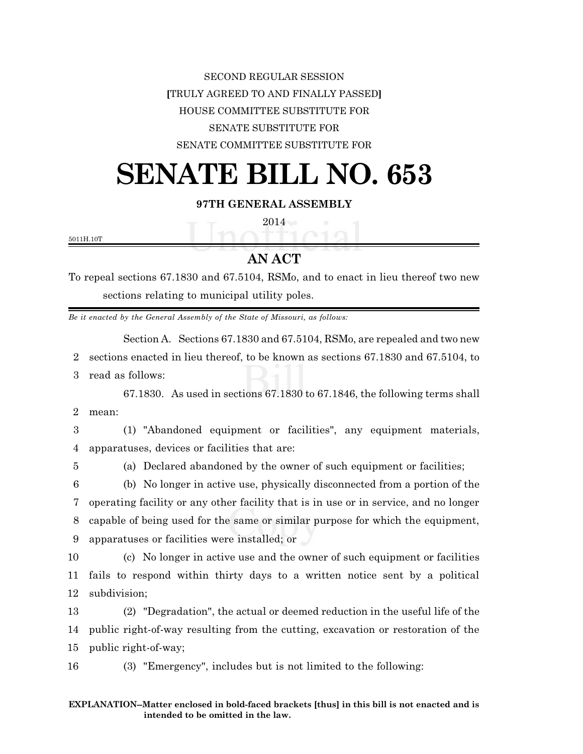SECOND REGULAR SESSION

**[**TRULY AGREED TO AND FINALLY PASSED**]**

HOUSE COMMITTEE SUBSTITUTE FOR

SENATE SUBSTITUTE FOR

SENATE COMMITTEE SUBSTITUTE FOR

# SENATE BILL NO. 653

**97TH GENERAL ASSEMBLY**

2014

5011H.10T

## AN ACT

To repeal sections 67.1830 and 67.5104, RSMo, and to enact in lieu thereof two new sections relating to municipal utility poles.

*Be it enacted by the General Assembly of the State of Missouri, as follows:*

Section A. Sections 67.1830 and 67.5104, RSMo, are repealed and two new sections enacted in lieu thereof, to be known as sections 67.1830 and 67.5104, to read as follows:

67.1830. As used in sections 67.1830 to 67.1846, the following terms shall mean:

(1) "Abandoned equipment or facilities", any equipment materials, apparatuses, devices or facilities that are:

(a) Declared abandoned by the owner of such equipment or facilities;

(b) No longer in active use, physically disconnected from a portion of the operating facility or any other facility that is in use or in service, and no longer capable of being used for the same or similar purpose for which the equipment, apparatuses or facilities were installed; or

(c) No longer in active use and the owner of such equipment or facilities fails to respond within thirty days to a written notice sent by a political subdivision;

(2) "Degradation", the actual or deemed reduction in the useful life of the public right-of-way resulting from the cutting, excavation or restoration of the public right-of-way;

(3) "Emergency", includes but is not limited to the following:

**EXPLANATION–Matter enclosed in bold-faced brackets [thus] in this bill is not enacted and is intended to be omitted in the law.**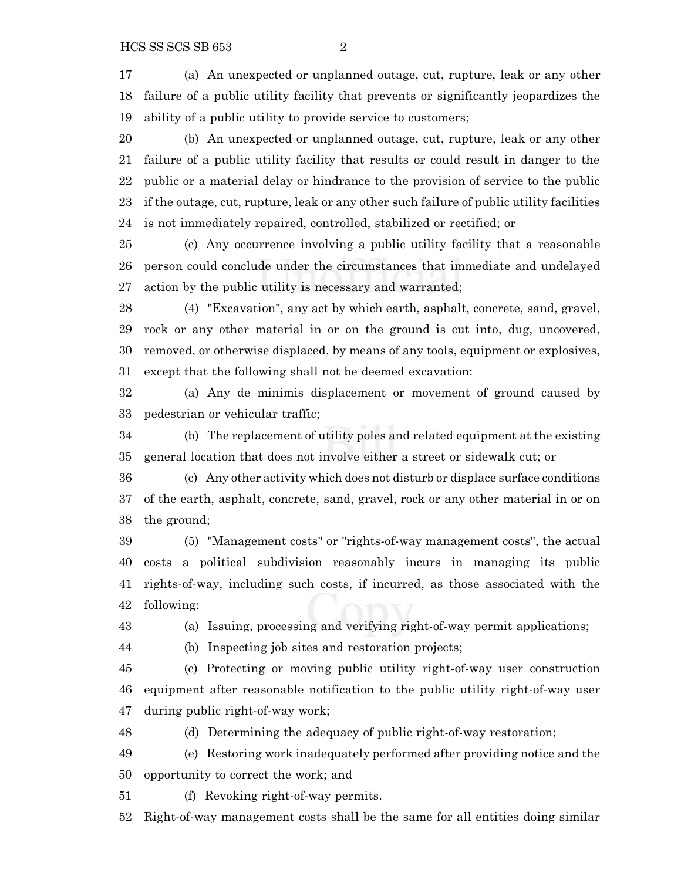(a) An unexpected or unplanned outage, cut, rupture, leak or any other failure of a public utility facility that prevents or significantly jeopardizes the ability of a public utility to provide service to customers;

(b) An unexpected or unplanned outage, cut, rupture, leak or any other failure of a public utility facility that results or could result in danger to the public or a material delay or hindrance to the provision of service to the public if the outage, cut, rupture, leak or any other such failure of public utility facilities is not immediately repaired, controlled, stabilized or rectified; or

(c) Any occurrence involving a public utility facility that a reasonable person could conclude under the circumstances that immediate and undelayed action by the public utility is necessary and warranted;

(4) "Excavation", any act by which earth, asphalt, concrete, sand, gravel, rock or any other material in or on the ground is cut into, dug, uncovered, removed, or otherwise displaced, by means of any tools, equipment or explosives, except that the following shall not be deemed excavation:

(a) Any de minimis displacement or movement of ground caused by pedestrian or vehicular traffic;

(b) The replacement of utility poles and related equipment at the existing general location that does not involve either a street or sidewalk cut; or

(c) Any other activity which does not disturb or displace surface conditions of the earth, asphalt, concrete, sand, gravel, rock or any other material in or on the ground;

(5) "Management costs" or "rights-of-way management costs", the actual costs a political subdivision reasonably incurs in managing its public rights-of-way, including such costs, if incurred, as those associated with the following:

(a) Issuing, processing and verifying right-of-way permit applications;

(b) Inspecting job sites and restoration projects;

(c) Protecting or moving public utility right-of-way user construction equipment after reasonable notification to the public utility right-of-way user during public right-of-way work;

(d) Determining the adequacy of public right-of-way restoration;

(e) Restoring work inadequately performed after providing notice and the opportunity to correct the work; and

(f) Revoking right-of-way permits.

Right-of-way management costs shall be the same for all entities doing similar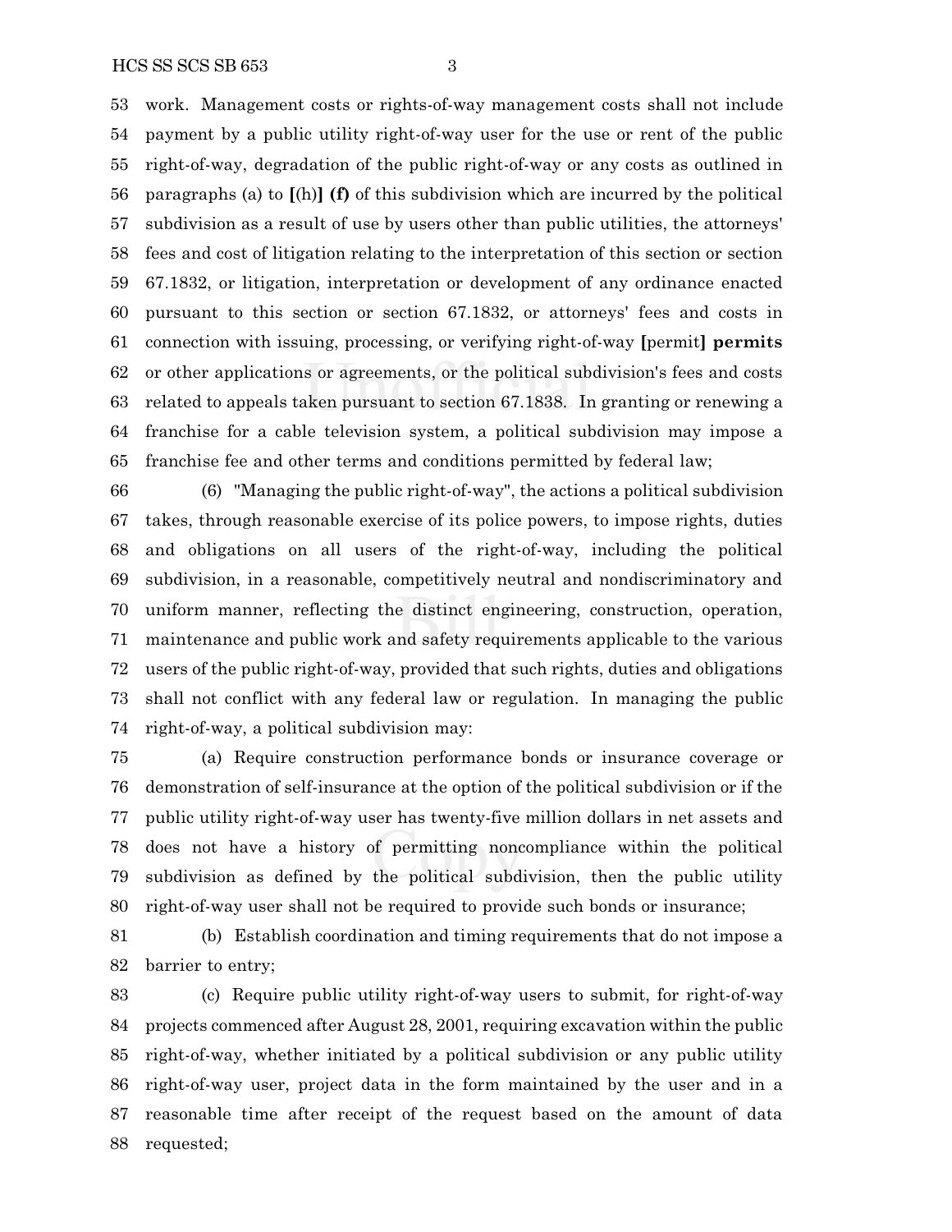work. Management costs or rights-of-way management costs shall not include payment by a public utility right-of-way user for the use or rent of the public right-of-way, degradation of the public right-of-way or any costs as outlined in paragraphs (a) to **[**(h)**] (f)** of this subdivision which are incurred by the political subdivision as a result of use by users other than public utilities, the attorneys' fees and cost of litigation relating to the interpretation of this section or section 67.1832, or litigation, interpretation or development of any ordinance enacted pursuant to this section or section 67.1832, or attorneys' fees and costs in connection with issuing, processing, or verifying right-of-way **[**permit**] permits** or other applications or agreements, or the political subdivision's fees and costs related to appeals taken pursuant to section 67.1838. In granting or renewing a franchise for a cable television system, a political subdivision may impose a franchise fee and other terms and conditions permitted by federal law;

(6) "Managing the public right-of-way", the actions a political subdivision takes, through reasonable exercise of its police powers, to impose rights, duties and obligations on all users of the right-of-way, including the political subdivision, in a reasonable, competitively neutral and nondiscriminatory and uniform manner, reflecting the distinct engineering, construction, operation, maintenance and public work and safety requirements applicable to the various users of the public right-of-way, provided that such rights, duties and obligations shall not conflict with any federal law or regulation. In managing the public right-of-way, a political subdivision may:

(a) Require construction performance bonds or insurance coverage or demonstration of self-insurance at the option of the political subdivision or if the public utility right-of-way user has twenty-five million dollars in net assets and does not have a history of permitting noncompliance within the political subdivision as defined by the political subdivision, then the public utility right-of-way user shall not be required to provide such bonds or insurance;

(b) Establish coordination and timing requirements that do not impose a barrier to entry;

(c) Require public utility right-of-way users to submit, for right-of-way projects commenced after August 28, 2001, requiring excavation within the public right-of-way, whether initiated by a political subdivision or any public utility right-of-way user, project data in the form maintained by the user and in a reasonable time after receipt of the request based on the amount of data requested;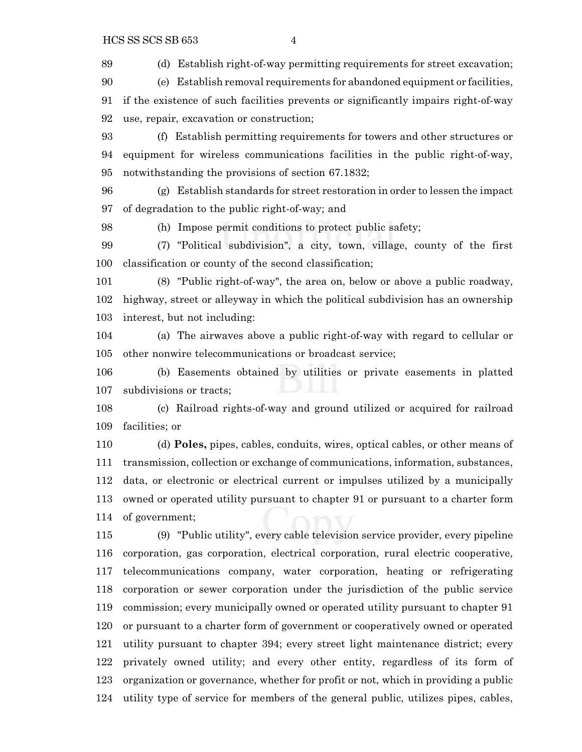(d) Establish right-of-way permitting requirements for street excavation;

(e) Establish removal requirements for abandoned equipment or facilities, if the existence of such facilities prevents or significantly impairs right-of-way use, repair, excavation or construction;

(f) Establish permitting requirements for towers and other structures or equipment for wireless communications facilities in the public right-of-way, notwithstanding the provisions of section 67.1832;

(g) Establish standards for street restoration in order to lessen the impact of degradation to the public right-of-way; and

(h) Impose permit conditions to protect public safety;

(7) "Political subdivision", a city, town, village, county of the first classification or county of the second classification;

(8) "Public right-of-way", the area on, below or above a public roadway, highway, street or alleyway in which the political subdivision has an ownership interest, but not including:

(a) The airwaves above a public right-of-way with regard to cellular or other nonwire telecommunications or broadcast service;

(b) Easements obtained by utilities or private easements in platted subdivisions or tracts;

(c) Railroad rights-of-way and ground utilized or acquired for railroad facilities; or

(d) **Poles,** pipes, cables, conduits, wires, optical cables, or other means of transmission, collection or exchange of communications, information, substances, data, or electronic or electrical current or impulses utilized by a municipally owned or operated utility pursuant to chapter 91 or pursuant to a charter form of government;

(9) "Public utility", every cable television service provider, every pipeline corporation, gas corporation, electrical corporation, rural electric cooperative, telecommunications company, water corporation, heating or refrigerating corporation or sewer corporation under the jurisdiction of the public service commission; every municipally owned or operated utility pursuant to chapter 91 or pursuant to a charter form of government or cooperatively owned or operated utility pursuant to chapter 394; every street light maintenance district; every privately owned utility; and every other entity, regardless of its form of organization or governance, whether for profit or not, which in providing a public utility type of service for members of the general public, utilizes pipes, cables,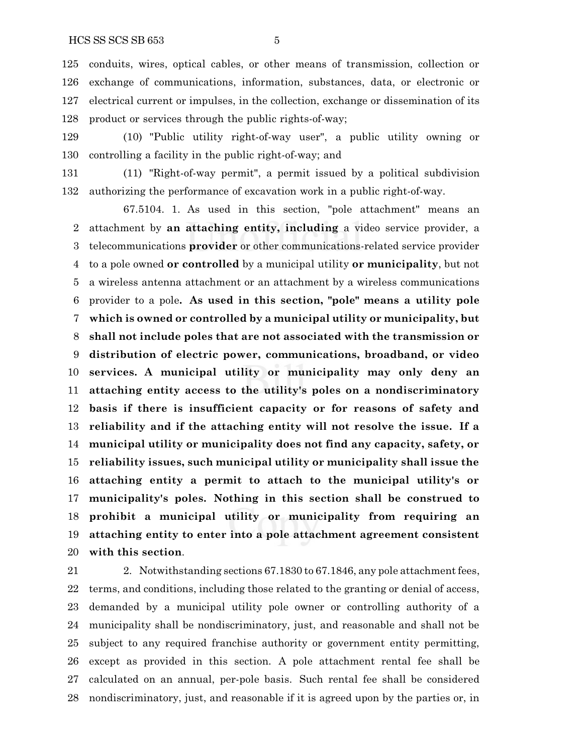conduits, wires, optical cables, or other means of transmission, collection or exchange of communications, information, substances, data, or electronic or electrical current or impulses, in the collection, exchange or dissemination of its product or services through the public rights-of-way;

(10) "Public utility right-of-way user", a public utility owning or controlling a facility in the public right-of-way; and

(11) "Right-of-way permit", a permit issued by a political subdivision authorizing the performance of excavation work in a public right-of-way.

67.5104. 1. As used in this section, "pole attachment" means an attachment by **an attaching entity, including** a video service provider, a telecommunications **provider** or other communications-related service provider to a pole owned **or controlled** by a municipal utility **or municipality**, but not a wireless antenna attachment or an attachment by a wireless communications provider to a pole**. As used in this section, "pole" means a utility pole which is owned or controlled by a municipal utility or municipality, but shall not include poles that are not associated with the transmission or distribution of electric power, communications, broadband, or video services. A municipal utility or municipality may only deny an attaching entity access to the utility's poles on a nondiscriminatory basis if there is insufficient capacity or for reasons of safety and reliability and if the attaching entity will not resolve the issue. If a municipal utility or municipality does not find any capacity, safety, or reliability issues, such municipal utility or municipality shall issue the attaching entity a permit to attach to the municipal utility's or municipality's poles. Nothing in this section shall be construed to prohibit a municipal utility or municipality from requiring an attaching entity to enter into a pole attachment agreement consistent with this section**.

2. Notwithstanding sections 67.1830 to 67.1846, any pole attachment fees, terms, and conditions, including those related to the granting or denial of access, demanded by a municipal utility pole owner or controlling authority of a municipality shall be nondiscriminatory, just, and reasonable and shall not be subject to any required franchise authority or government entity permitting, except as provided in this section. A pole attachment rental fee shall be calculated on an annual, per-pole basis. Such rental fee shall be considered nondiscriminatory, just, and reasonable if it is agreed upon by the parties or, in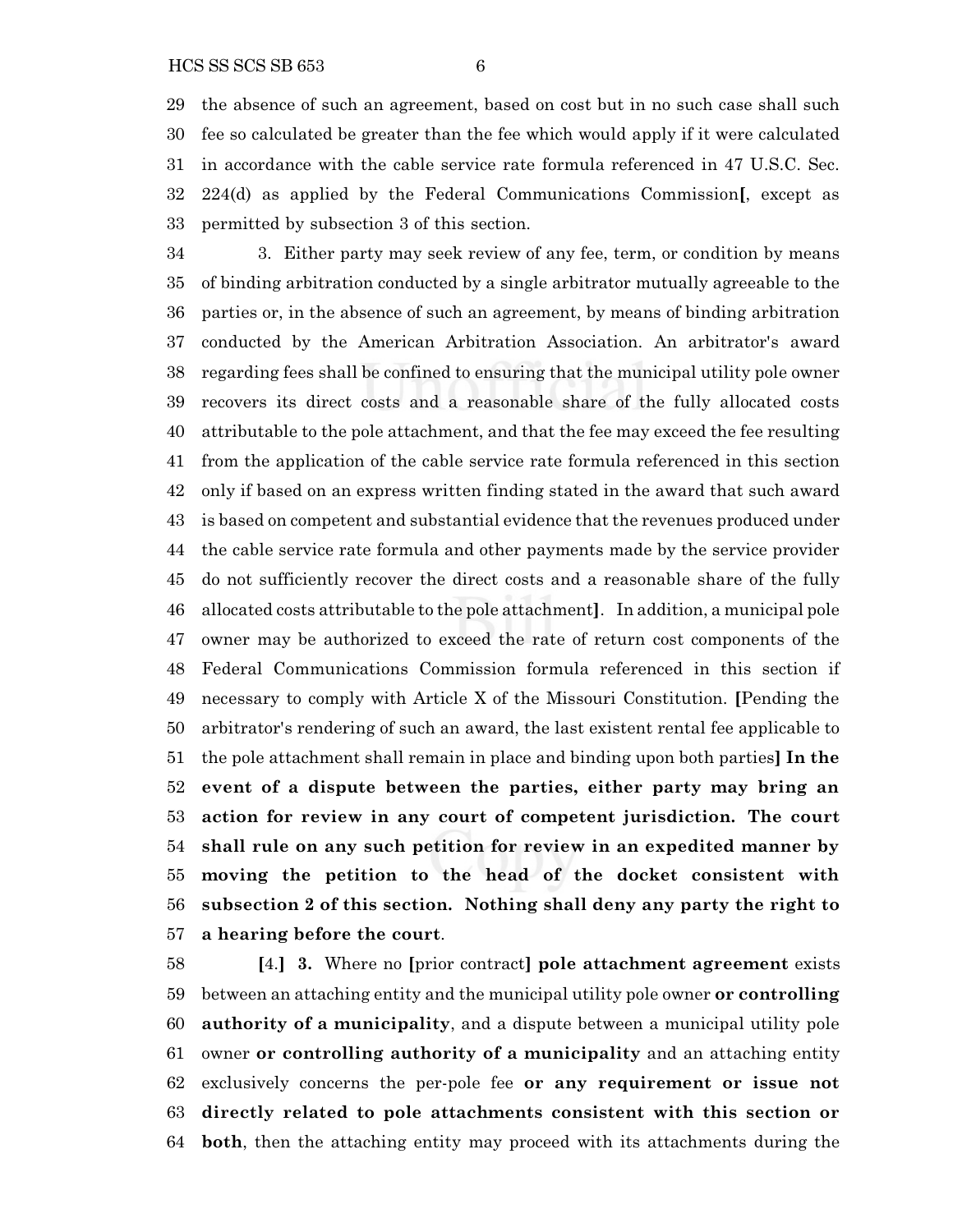29 the absence of such an agreement, based on cost but in no such case shall such
30 fee so calculated be greater than the fee which would apply if it were calculated
31 in accordance with the cable service rate formula referenced in 47 U.S.C. Sec.
32 224(d) as applied by the Federal Communications Commission[, except as
33 permitted by subsection 3 of this section.

34 3. Either party may seek review of any fee, term, or condition by means
35 of binding arbitration conducted by a single arbitrator mutually agreeable to the
36 parties or, in the absence of such an agreement, by means of binding arbitration
37 conducted by the American Arbitration Association. An arbitrator's award
38 regarding fees shall be confined to ensuring that the municipal utility pole owner
39 recovers its direct costs and a reasonable share of the fully allocated costs
40 attributable to the pole attachment, and that the fee may exceed the fee resulting
41 from the application of the cable service rate formula referenced in this section
42 only if based on an express written finding stated in the award that such award
43 is based on competent and substantial evidence that the revenues produced under
44 the cable service rate formula and other payments made by the service provider
45 do not sufficiently recover the direct costs and a reasonable share of the fully
46 allocated costs attributable to the pole attachment]. In addition, a municipal pole
47 owner may be authorized to exceed the rate of return cost components of the
48 Federal Communications Commission formula referenced in this section if
49 necessary to comply with Article X of the Missouri Constitution. [Pending the
50 arbitrator's rendering of such an award, the last existent rental fee applicable to
51 the pole attachment shall remain in place and binding upon both parties] **In the**
52 **event of a dispute between the parties, either party may bring an**
53 **action for review in any court of competent jurisdiction. The court**
54 **shall rule on any such petition for review in an expedited manner by**
55 **moving the petition to the head of the docket consistent with**
56 **subsection 2 of this section. Nothing shall deny any party the right to**
57 **a hearing before the court**.

58 [4.] **3.** Where no [prior contract] **pole attachment agreement** exists
59 between an attaching entity and the municipal utility pole owner **or controlling**
60 **authority of a municipality**, and a dispute between a municipal utility pole
61 owner **or controlling authority of a municipality** and an attaching entity
62 exclusively concerns the per-pole fee **or any requirement or issue not**
63 **directly related to pole attachments consistent with this section or**
64 **both**, then the attaching entity may proceed with its attachments during the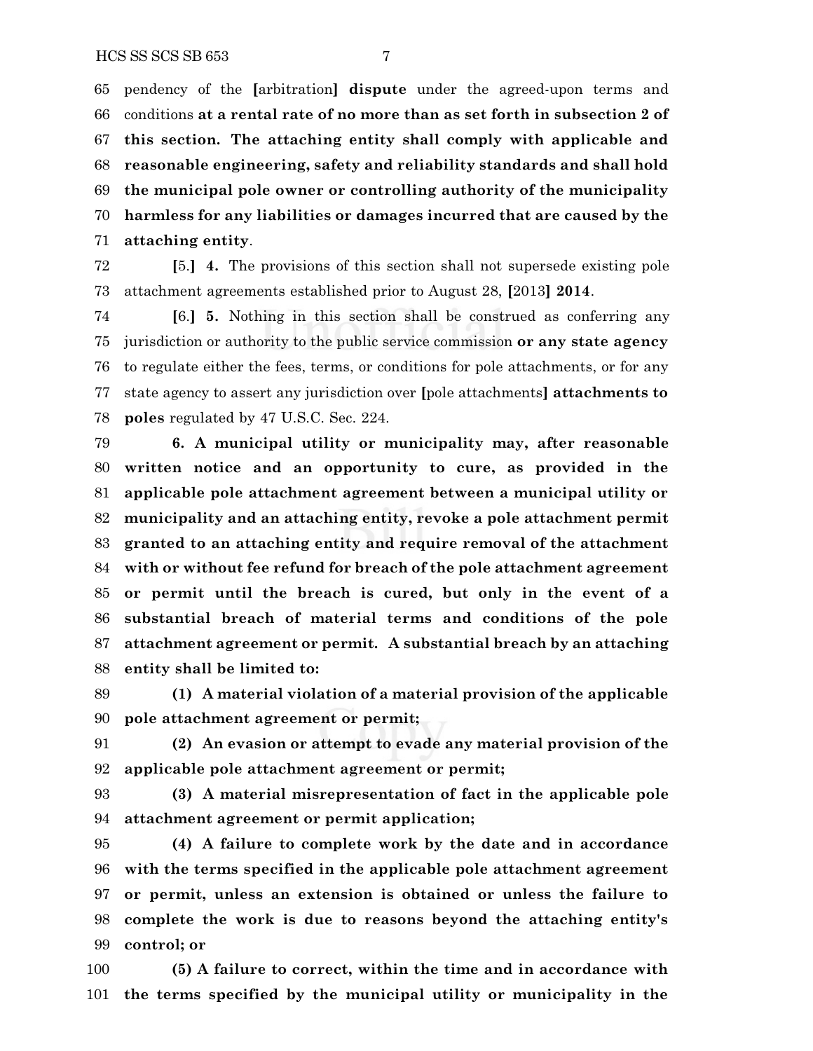pendency of the [arbitration] **dispute** under the agreed-upon terms and conditions **at a rental rate of no more than as set forth in subsection 2 of this section. The attaching entity shall comply with applicable and reasonable engineering, safety and reliability standards and shall hold the municipal pole owner or controlling authority of the municipality harmless for any liabilities or damages incurred that are caused by the attaching entity**.

[5.] **4.** The provisions of this section shall not supersede existing pole attachment agreements established prior to August 28, [2013] **2014**.

[6.] **5.** Nothing in this section shall be construed as conferring any jurisdiction or authority to the public service commission **or any state agency** to regulate either the fees, terms, or conditions for pole attachments, or for any state agency to assert any jurisdiction over [pole attachments] **attachments to poles** regulated by 47 U.S.C. Sec. 224.

**6. A municipal utility or municipality may, after reasonable written notice and an opportunity to cure, as provided in the applicable pole attachment agreement between a municipal utility or municipality and an attaching entity, revoke a pole attachment permit granted to an attaching entity and require removal of the attachment with or without fee refund for breach of the pole attachment agreement or permit until the breach is cured, but only in the event of a substantial breach of material terms and conditions of the pole attachment agreement or permit. A substantial breach by an attaching entity shall be limited to:**

**(1) A material violation of a material provision of the applicable pole attachment agreement or permit;**

**(2) An evasion or attempt to evade any material provision of the applicable pole attachment agreement or permit;**

**(3) A material misrepresentation of fact in the applicable pole attachment agreement or permit application;**

**(4) A failure to complete work by the date and in accordance with the terms specified in the applicable pole attachment agreement or permit, unless an extension is obtained or unless the failure to complete the work is due to reasons beyond the attaching entity's control; or**

**(5) A failure to correct, within the time and in accordance with the terms specified by the municipal utility or municipality in the**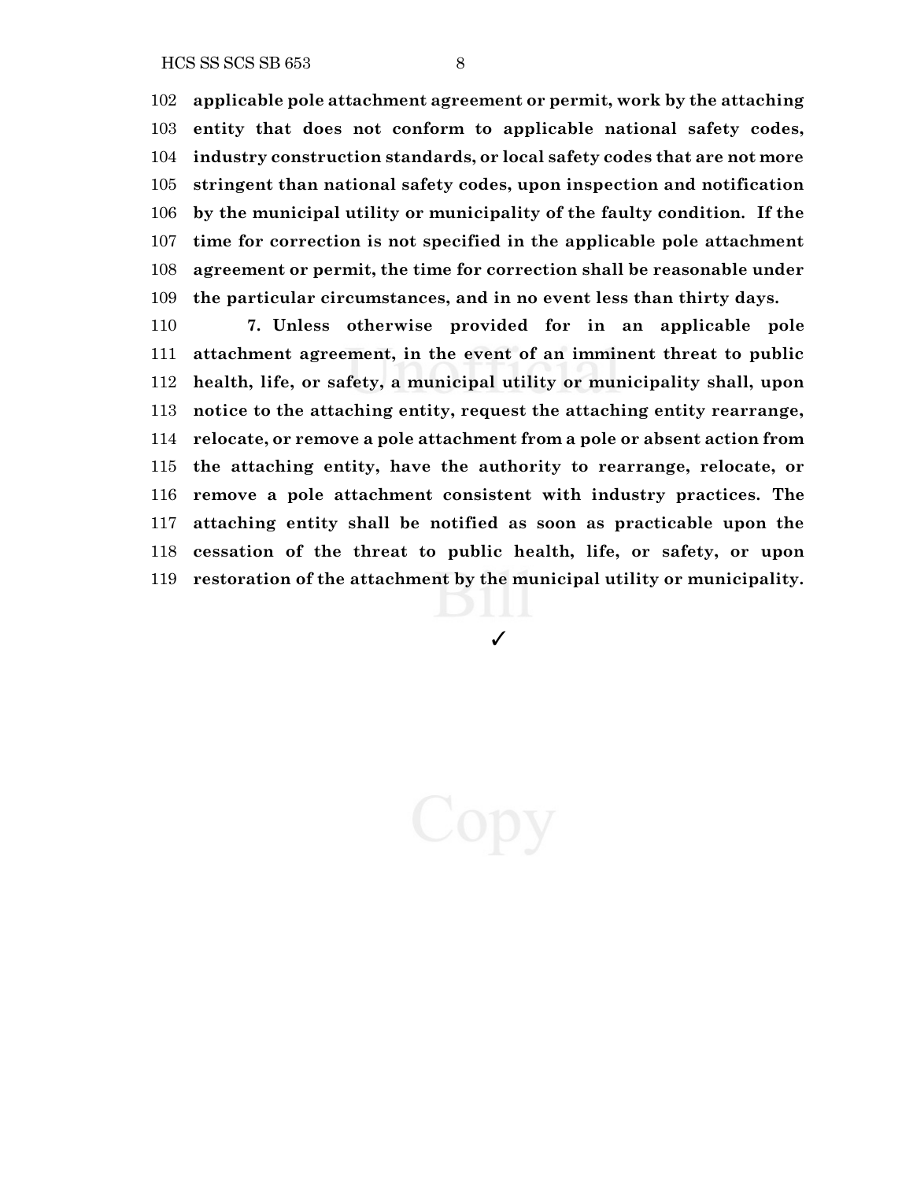**applicable pole attachment agreement or permit, work by the attaching entity that does not conform to applicable national safety codes, industry construction standards, or local safety codes that are not more stringent than national safety codes, upon inspection and notification by the municipal utility or municipality of the faulty condition. If the time for correction is not specified in the applicable pole attachment agreement or permit, the time for correction shall be reasonable under the particular circumstances, and in no event less than thirty days.**

**7. Unless otherwise provided for in an applicable pole attachment agreement, in the event of an imminent threat to public health, life, or safety, a municipal utility or municipality shall, upon notice to the attaching entity, request the attaching entity rearrange, relocate, or remove a pole attachment from a pole or absent action from the attaching entity, have the authority to rearrange, relocate, or remove a pole attachment consistent with industry practices. The attaching entity shall be notified as soon as practicable upon the cessation of the threat to public health, life, or safety, or upon restoration of the attachment by the municipal utility or municipality.**

✓